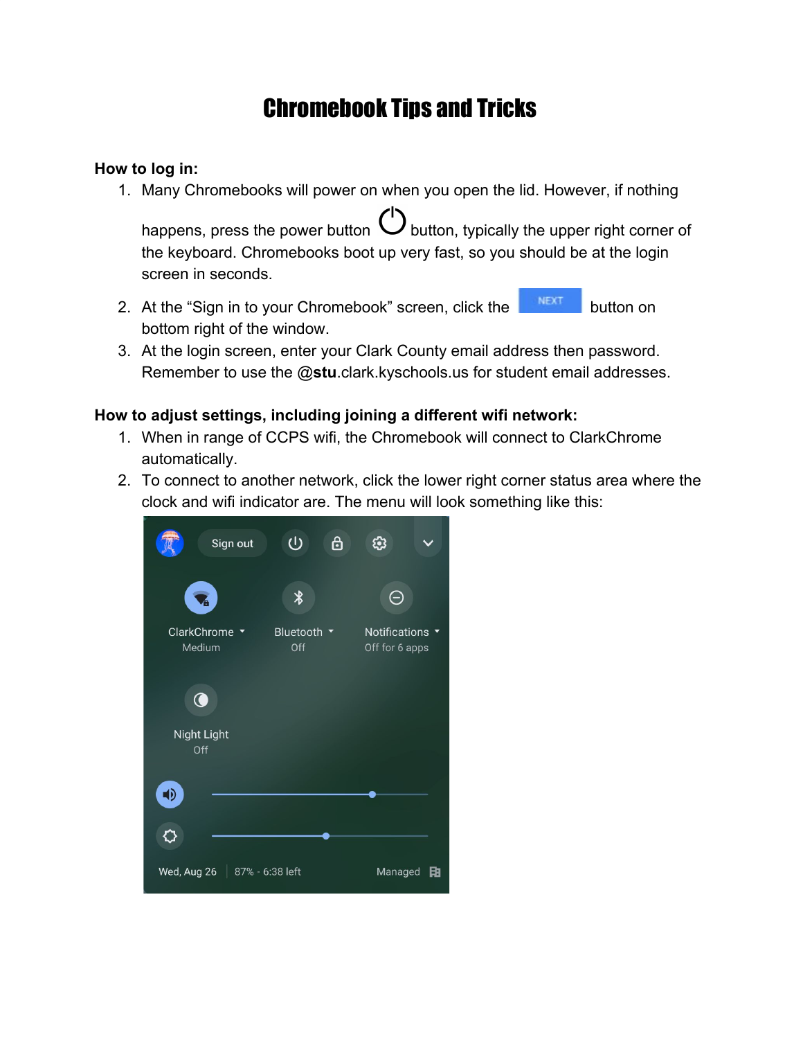# Chromebook Tips and Tricks

**How to log in:**

1. Many Chromebooks will power on when you open the lid. However, if nothing happens, press the power button button, typically the upper right corner of the keyboard. Chromebooks boot up very fast, so you should be at the login screen in seconds.
2. At the "Sign in to your Chromebook" screen, click the NEXT button on bottom right of the window.
3. At the login screen, enter your Clark County email address then password. Remember to use the @**stu**.clark.kyschools.us for student email addresses.

**How to adjust settings, including joining a different wifi network:**

1. When in range of CCPS wifi, the Chromebook will connect to ClarkChrome automatically.
2. To connect to another network, click the lower right corner status area where the clock and wifi indicator are. The menu will look something like this: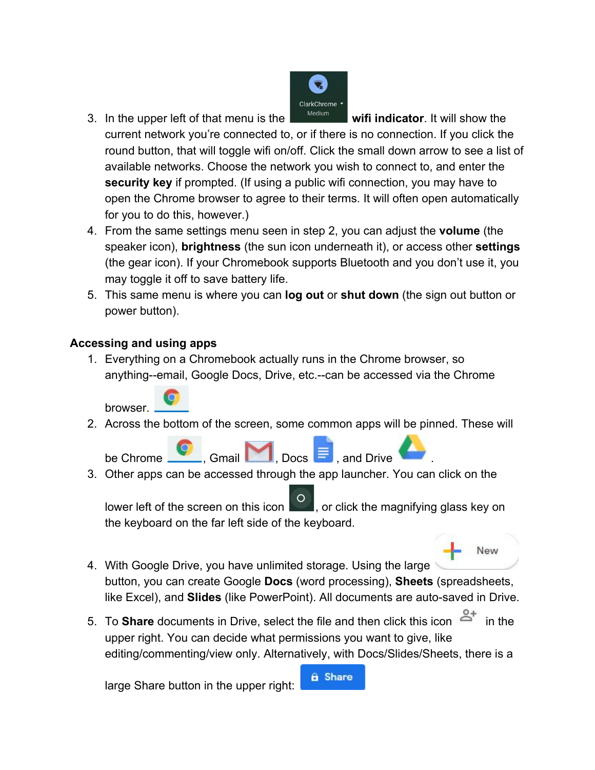3. In the upper left of that menu is the **wifi indicator**. It will show the current network you're connected to, or if there is no connection. If you click the round button, that will toggle wifi on/off. Click the small down arrow to see a list of available networks. Choose the network you wish to connect to, and enter the **security key** if prompted. (If using a public wifi connection, you may have to open the Chrome browser to agree to their terms. It will often open automatically for you to do this, however.)
4. From the same settings menu seen in step 2, you can adjust the **volume** (the speaker icon), **brightness** (the sun icon underneath it), or access other **settings** (the gear icon). If your Chromebook supports Bluetooth and you don't use it, you may toggle it off to save battery life.
5. This same menu is where you can **log out** or **shut down** (the sign out button or power button).

**Accessing and using apps**

1. Everything on a Chromebook actually runs in the Chrome browser, so anything--email, Google Docs, Drive, etc.--can be accessed via the Chrome browser.
2. Across the bottom of the screen, some common apps will be pinned. These will be Chrome, Gmail, Docs, and Drive.
3. Other apps can be accessed through the app launcher. You can click on the lower left of the screen on this icon, or click the magnifying glass key on the keyboard on the far left side of the keyboard.
4. With Google Drive, you have unlimited storage. Using the large New button, you can create Google **Docs** (word processing), **Sheets** (spreadsheets, like Excel), and **Slides** (like PowerPoint). All documents are auto-saved in Drive.
5. To **Share** documents in Drive, select the file and then click this icon in the upper right. You can decide what permissions you want to give, like editing/commenting/view only. Alternatively, with Docs/Slides/Sheets, there is a large Share button in the upper right: Share